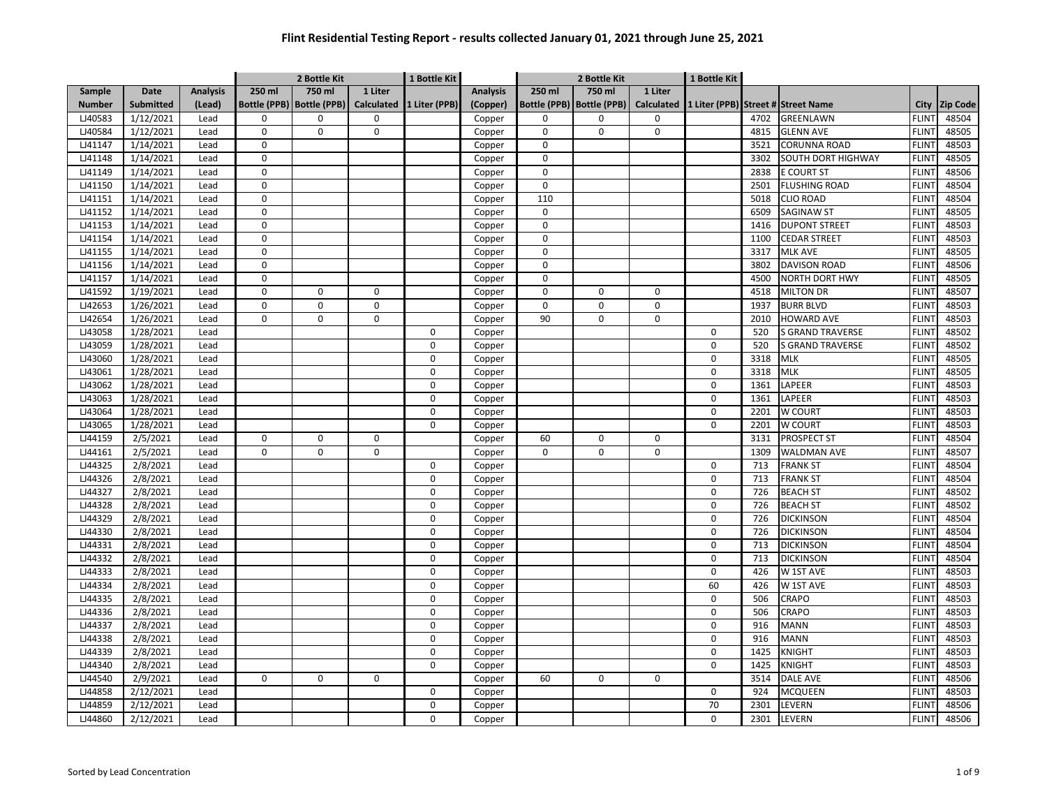# Flint Residential Testing Report - results collected January 01, 2021 through June 25, 2021

| | | | 2 Bottle Kit | | | 1 Bottle Kit | | 2 Bottle Kit | | | 1 Bottle Kit | | | | |
|---|---|---|---|---|---|---|---|---|---|---|---|---|---|---|---|
| Sample Number | Date Submitted | Analysis (Lead) | 250 ml Bottle (PPB) | 750 ml Bottle (PPB) | 1 Liter Calculated | 1 Liter (PPB) | Analysis (Copper) | 250 ml Bottle (PPB) | 750 ml Bottle (PPB) | 1 Liter Calculated | 1 Liter (PPB) | Street # | Street Name | City | Zip Code |
| LJ40583 | 1/12/2021 | Lead | 0 | 0 | 0 | | Copper | 0 | 0 | 0 | | 4702 | GREENLAWN | FLINT | 48504 |
| LJ40584 | 1/12/2021 | Lead | 0 | 0 | 0 | | Copper | 0 | 0 | 0 | | 4815 | GLENN AVE | FLINT | 48505 |
| LJ41147 | 1/14/2021 | Lead | 0 | | | | Copper | 0 | | | | 3521 | CORUNNA ROAD | FLINT | 48503 |
| LJ41148 | 1/14/2021 | Lead | 0 | | | | Copper | 0 | | | | 3302 | SOUTH DORT HIGHWAY | FLINT | 48505 |
| LJ41149 | 1/14/2021 | Lead | 0 | | | | Copper | 0 | | | | 2838 | E COURT ST | FLINT | 48506 |
| LJ41150 | 1/14/2021 | Lead | 0 | | | | Copper | 0 | | | | 2501 | FLUSHING ROAD | FLINT | 48504 |
| LJ41151 | 1/14/2021 | Lead | 0 | | | | Copper | 110 | | | | 5018 | CLIO ROAD | FLINT | 48504 |
| LJ41152 | 1/14/2021 | Lead | 0 | | | | Copper | 0 | | | | 6509 | SAGINAW ST | FLINT | 48505 |
| LJ41153 | 1/14/2021 | Lead | 0 | | | | Copper | 0 | | | | 1416 | DUPONT STREET | FLINT | 48503 |
| LJ41154 | 1/14/2021 | Lead | 0 | | | | Copper | 0 | | | | 1100 | CEDAR STREET | FLINT | 48503 |
| LJ41155 | 1/14/2021 | Lead | 0 | | | | Copper | 0 | | | | 3317 | MLK AVE | FLINT | 48505 |
| LJ41156 | 1/14/2021 | Lead | 0 | | | | Copper | 0 | | | | 3802 | DAVISON ROAD | FLINT | 48506 |
| LJ41157 | 1/14/2021 | Lead | 0 | | | | Copper | 0 | | | | 4500 | NORTH DORT HWY | FLINT | 48505 |
| LJ41592 | 1/19/2021 | Lead | 0 | 0 | 0 | | Copper | 0 | 0 | 0 | | 4518 | MILTON DR | FLINT | 48507 |
| LJ42653 | 1/26/2021 | Lead | 0 | 0 | 0 | | Copper | 0 | 0 | 0 | | 1937 | BURR BLVD | FLINT | 48503 |
| LJ42654 | 1/26/2021 | Lead | 0 | 0 | 0 | | Copper | 90 | 0 | 0 | | 2010 | HOWARD AVE | FLINT | 48503 |
| LJ43058 | 1/28/2021 | Lead | | | | 0 | Copper | | | | 0 | 520 | S GRAND TRAVERSE | FLINT | 48502 |
| LJ43059 | 1/28/2021 | Lead | | | | 0 | Copper | | | | 0 | 520 | S GRAND TRAVERSE | FLINT | 48502 |
| LJ43060 | 1/28/2021 | Lead | | | | 0 | Copper | | | | 0 | 3318 | MLK | FLINT | 48505 |
| LJ43061 | 1/28/2021 | Lead | | | | 0 | Copper | | | | 0 | 3318 | MLK | FLINT | 48505 |
| LJ43062 | 1/28/2021 | Lead | | | | 0 | Copper | | | | 0 | 1361 | LAPEER | FLINT | 48503 |
| LJ43063 | 1/28/2021 | Lead | | | | 0 | Copper | | | | 0 | 1361 | LAPEER | FLINT | 48503 |
| LJ43064 | 1/28/2021 | Lead | | | | 0 | Copper | | | | 0 | 2201 | W COURT | FLINT | 48503 |
| LJ43065 | 1/28/2021 | Lead | | | | 0 | Copper | | | | 0 | 2201 | W COURT | FLINT | 48503 |
| LJ44159 | 2/5/2021 | Lead | 0 | 0 | 0 | | Copper | 60 | 0 | 0 | | 3131 | PROSPECT ST | FLINT | 48504 |
| LJ44161 | 2/5/2021 | Lead | 0 | 0 | 0 | | Copper | 0 | 0 | 0 | | 1309 | WALDMAN AVE | FLINT | 48507 |
| LJ44325 | 2/8/2021 | Lead | | | | 0 | Copper | | | | 0 | 713 | FRANK ST | FLINT | 48504 |
| LJ44326 | 2/8/2021 | Lead | | | | 0 | Copper | | | | 0 | 713 | FRANK ST | FLINT | 48504 |
| LJ44327 | 2/8/2021 | Lead | | | | 0 | Copper | | | | 0 | 726 | BEACH ST | FLINT | 48502 |
| LJ44328 | 2/8/2021 | Lead | | | | 0 | Copper | | | | 0 | 726 | BEACH ST | FLINT | 48502 |
| LJ44329 | 2/8/2021 | Lead | | | | 0 | Copper | | | | 0 | 726 | DICKINSON | FLINT | 48504 |
| LJ44330 | 2/8/2021 | Lead | | | | 0 | Copper | | | | 0 | 726 | DICKINSON | FLINT | 48504 |
| LJ44331 | 2/8/2021 | Lead | | | | 0 | Copper | | | | 0 | 713 | DICKINSON | FLINT | 48504 |
| LJ44332 | 2/8/2021 | Lead | | | | 0 | Copper | | | | 0 | 713 | DICKINSON | FLINT | 48504 |
| LJ44333 | 2/8/2021 | Lead | | | | 0 | Copper | | | | 0 | 426 | W 1ST AVE | FLINT | 48503 |
| LJ44334 | 2/8/2021 | Lead | | | | 0 | Copper | | | | 60 | 426 | W 1ST AVE | FLINT | 48503 |
| LJ44335 | 2/8/2021 | Lead | | | | 0 | Copper | | | | 0 | 506 | CRAPO | FLINT | 48503 |
| LJ44336 | 2/8/2021 | Lead | | | | 0 | Copper | | | | 0 | 506 | CRAPO | FLINT | 48503 |
| LJ44337 | 2/8/2021 | Lead | | | | 0 | Copper | | | | 0 | 916 | MANN | FLINT | 48503 |
| LJ44338 | 2/8/2021 | Lead | | | | 0 | Copper | | | | 0 | 916 | MANN | FLINT | 48503 |
| LJ44339 | 2/8/2021 | Lead | | | | 0 | Copper | | | | 0 | 1425 | KNIGHT | FLINT | 48503 |
| LJ44340 | 2/8/2021 | Lead | | | | 0 | Copper | | | | 0 | 1425 | KNIGHT | FLINT | 48503 |
| LJ44540 | 2/9/2021 | Lead | 0 | 0 | 0 | | Copper | 60 | 0 | 0 | | 3514 | DALE AVE | FLINT | 48506 |
| LJ44858 | 2/12/2021 | Lead | | | | 0 | Copper | | | | 0 | 924 | MCQUEEN | FLINT | 48503 |
| LJ44859 | 2/12/2021 | Lead | | | | 0 | Copper | | | | 70 | 2301 | LEVERN | FLINT | 48506 |
| LJ44860 | 2/12/2021 | Lead | | | | 0 | Copper | | | | 0 | 2301 | LEVERN | FLINT | 48506 |

Sorted by Lead Concentration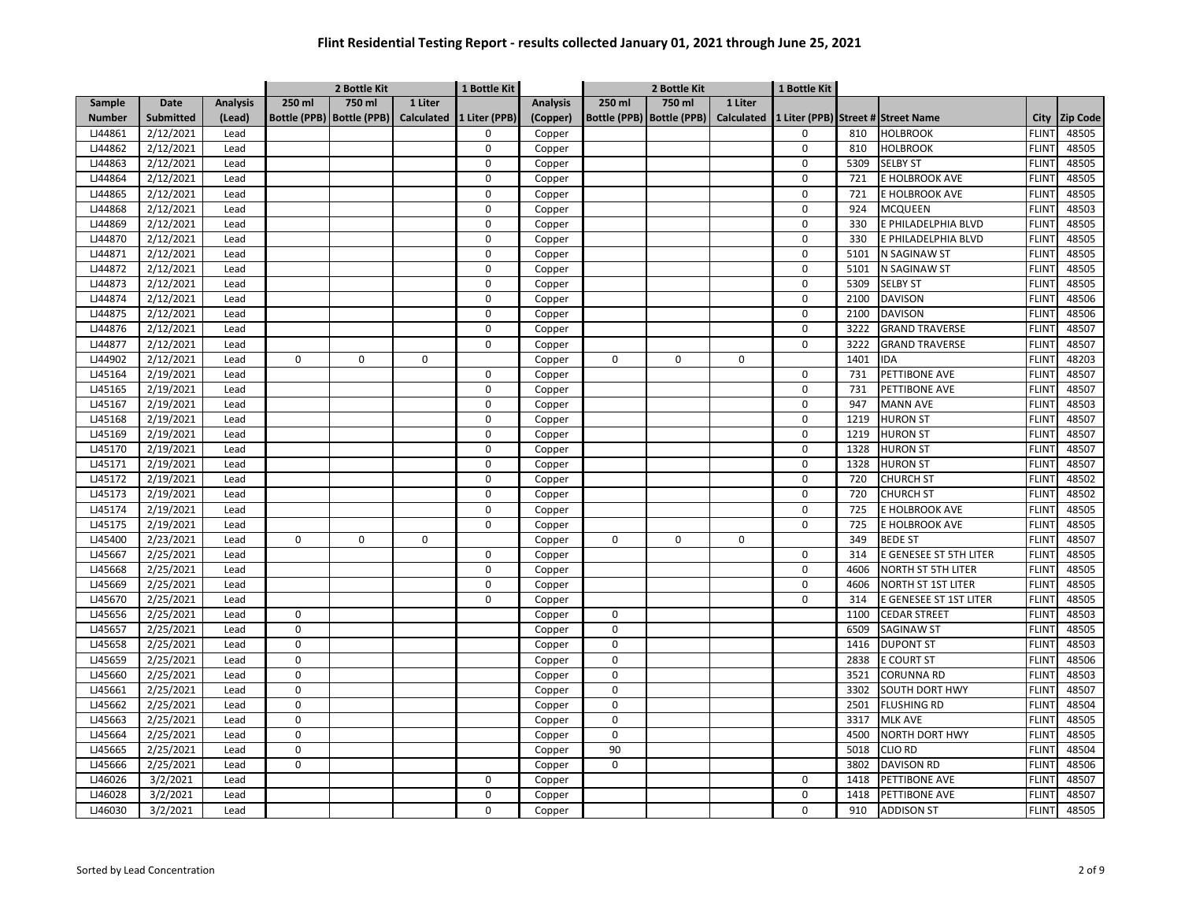# Flint Residential Testing Report - results collected January 01, 2021 through June 25, 2021

| | | | 2 Bottle Kit | | | 1 Bottle Kit | | 2 Bottle Kit | | | 1 Bottle Kit | | | | |
|---|---|---|---|---|---|---|---|---|---|---|---|---|---|---|---|
| Sample Number | Date Submitted | Analysis (Lead) | 250 ml Bottle (PPB) | 750 ml Bottle (PPB) | 1 Liter Calculated | 1 Liter (PPB) | Analysis (Copper) | 250 ml Bottle (PPB) | 750 ml Bottle (PPB) | 1 Liter Calculated | 1 Liter (PPB) | Street # | Street Name | City | Zip Code |
| LJ44861 | 2/12/2021 | Lead | | | | 0 | Copper | | | | 0 | 810 | HOLBROOK | FLINT | 48505 |
| LJ44862 | 2/12/2021 | Lead | | | | 0 | Copper | | | | 0 | 810 | HOLBROOK | FLINT | 48505 |
| LJ44863 | 2/12/2021 | Lead | | | | 0 | Copper | | | | 0 | 5309 | SELBY ST | FLINT | 48505 |
| LJ44864 | 2/12/2021 | Lead | | | | 0 | Copper | | | | 0 | 721 | E HOLBROOK AVE | FLINT | 48505 |
| LJ44865 | 2/12/2021 | Lead | | | | 0 | Copper | | | | 0 | 721 | E HOLBROOK AVE | FLINT | 48505 |
| LJ44868 | 2/12/2021 | Lead | | | | 0 | Copper | | | | 0 | 924 | MCQUEEN | FLINT | 48503 |
| LJ44869 | 2/12/2021 | Lead | | | | 0 | Copper | | | | 0 | 330 | E PHILADELPHIA BLVD | FLINT | 48505 |
| LJ44870 | 2/12/2021 | Lead | | | | 0 | Copper | | | | 0 | 330 | E PHILADELPHIA BLVD | FLINT | 48505 |
| LJ44871 | 2/12/2021 | Lead | | | | 0 | Copper | | | | 0 | 5101 | N SAGINAW ST | FLINT | 48505 |
| LJ44872 | 2/12/2021 | Lead | | | | 0 | Copper | | | | 0 | 5101 | N SAGINAW ST | FLINT | 48505 |
| LJ44873 | 2/12/2021 | Lead | | | | 0 | Copper | | | | 0 | 5309 | SELBY ST | FLINT | 48505 |
| LJ44874 | 2/12/2021 | Lead | | | | 0 | Copper | | | | 0 | 2100 | DAVISON | FLINT | 48506 |
| LJ44875 | 2/12/2021 | Lead | | | | 0 | Copper | | | | 0 | 2100 | DAVISON | FLINT | 48506 |
| LJ44876 | 2/12/2021 | Lead | | | | 0 | Copper | | | | 0 | 3222 | GRAND TRAVERSE | FLINT | 48507 |
| LJ44877 | 2/12/2021 | Lead | | | | 0 | Copper | | | | 0 | 3222 | GRAND TRAVERSE | FLINT | 48507 |
| LJ44902 | 2/12/2021 | Lead | 0 | 0 | 0 | | Copper | 0 | 0 | 0 | | 1401 | IDA | FLINT | 48203 |
| LJ45164 | 2/19/2021 | Lead | | | | 0 | Copper | | | | 0 | 731 | PETTIBONE AVE | FLINT | 48507 |
| LJ45165 | 2/19/2021 | Lead | | | | 0 | Copper | | | | 0 | 731 | PETTIBONE AVE | FLINT | 48507 |
| LJ45167 | 2/19/2021 | Lead | | | | 0 | Copper | | | | 0 | 947 | MANN AVE | FLINT | 48503 |
| LJ45168 | 2/19/2021 | Lead | | | | 0 | Copper | | | | 0 | 1219 | HURON ST | FLINT | 48507 |
| LJ45169 | 2/19/2021 | Lead | | | | 0 | Copper | | | | 0 | 1219 | HURON ST | FLINT | 48507 |
| LJ45170 | 2/19/2021 | Lead | | | | 0 | Copper | | | | 0 | 1328 | HURON ST | FLINT | 48507 |
| LJ45171 | 2/19/2021 | Lead | | | | 0 | Copper | | | | 0 | 1328 | HURON ST | FLINT | 48507 |
| LJ45172 | 2/19/2021 | Lead | | | | 0 | Copper | | | | 0 | 720 | CHURCH ST | FLINT | 48502 |
| LJ45173 | 2/19/2021 | Lead | | | | 0 | Copper | | | | 0 | 720 | CHURCH ST | FLINT | 48502 |
| LJ45174 | 2/19/2021 | Lead | | | | 0 | Copper | | | | 0 | 725 | E HOLBROOK AVE | FLINT | 48505 |
| LJ45175 | 2/19/2021 | Lead | | | | 0 | Copper | | | | 0 | 725 | E HOLBROOK AVE | FLINT | 48505 |
| LJ45400 | 2/23/2021 | Lead | 0 | 0 | 0 | | Copper | 0 | 0 | 0 | | 349 | BEDE ST | FLINT | 48507 |
| LJ45667 | 2/25/2021 | Lead | | | | 0 | Copper | | | | 0 | 314 | E GENESEE ST 5TH LITER | FLINT | 48505 |
| LJ45668 | 2/25/2021 | Lead | | | | 0 | Copper | | | | 0 | 4606 | NORTH ST 5TH LITER | FLINT | 48505 |
| LJ45669 | 2/25/2021 | Lead | | | | 0 | Copper | | | | 0 | 4606 | NORTH ST 1ST LITER | FLINT | 48505 |
| LJ45670 | 2/25/2021 | Lead | | | | 0 | Copper | | | | 0 | 314 | E GENESEE ST 1ST LITER | FLINT | 48505 |
| LJ45656 | 2/25/2021 | Lead | 0 | | | | Copper | 0 | | | | 1100 | CEDAR STREET | FLINT | 48503 |
| LJ45657 | 2/25/2021 | Lead | 0 | | | | Copper | 0 | | | | 6509 | SAGINAW ST | FLINT | 48505 |
| LJ45658 | 2/25/2021 | Lead | 0 | | | | Copper | 0 | | | | 1416 | DUPONT ST | FLINT | 48503 |
| LJ45659 | 2/25/2021 | Lead | 0 | | | | Copper | 0 | | | | 2838 | E COURT ST | FLINT | 48506 |
| LJ45660 | 2/25/2021 | Lead | 0 | | | | Copper | 0 | | | | 3521 | CORUNNA RD | FLINT | 48503 |
| LJ45661 | 2/25/2021 | Lead | 0 | | | | Copper | 0 | | | | 3302 | SOUTH DORT HWY | FLINT | 48507 |
| LJ45662 | 2/25/2021 | Lead | 0 | | | | Copper | 0 | | | | 2501 | FLUSHING RD | FLINT | 48504 |
| LJ45663 | 2/25/2021 | Lead | 0 | | | | Copper | 0 | | | | 3317 | MLK AVE | FLINT | 48505 |
| LJ45664 | 2/25/2021 | Lead | 0 | | | | Copper | 0 | | | | 4500 | NORTH DORT HWY | FLINT | 48505 |
| LJ45665 | 2/25/2021 | Lead | 0 | | | | Copper | 90 | | | | 5018 | CLIO RD | FLINT | 48504 |
| LJ45666 | 2/25/2021 | Lead | 0 | | | | Copper | 0 | | | | 3802 | DAVISON RD | FLINT | 48506 |
| LJ46026 | 3/2/2021 | Lead | | | | 0 | Copper | | | | 0 | 1418 | PETTIBONE AVE | FLINT | 48507 |
| LJ46028 | 3/2/2021 | Lead | | | | 0 | Copper | | | | 0 | 1418 | PETTIBONE AVE | FLINT | 48507 |
| LJ46030 | 3/2/2021 | Lead | | | | 0 | Copper | | | | 0 | 910 | ADDISON ST | FLINT | 48505 |

Sorted by Lead Concentration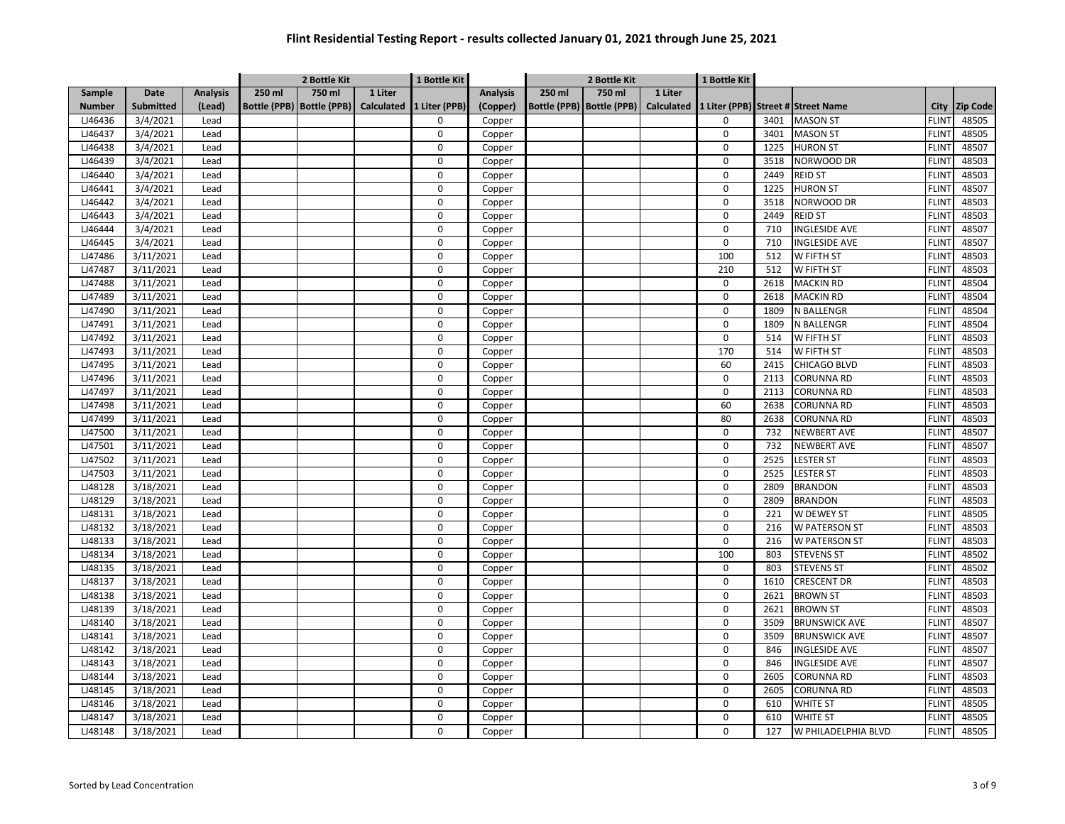# Flint Residential Testing Report - results collected January 01, 2021 through June 25, 2021

| Sample Number | Date Submitted | Analysis (Lead) | 2 Bottle Kit 250 ml Bottle (PPB) | 2 Bottle Kit 750 ml Bottle (PPB) | 2 Bottle Kit 1 Liter Calculated | 1 Bottle Kit 1 Liter (PPB) | Analysis (Copper) | 2 Bottle Kit 250 ml Bottle (PPB) | 2 Bottle Kit 750 ml Bottle (PPB) | 2 Bottle Kit 1 Liter Calculated | 1 Bottle Kit 1 Liter (PPB) | Street # | Street Name | City | Zip Code |
|---|---|---|---|---|---|---|---|---|---|---|---|---|---|---|---|
| LJ46436 | 3/4/2021 | Lead | | | | 0 | Copper | | | | 0 | 3401 | MASON ST | FLINT | 48505 |
| LJ46437 | 3/4/2021 | Lead | | | | 0 | Copper | | | | 0 | 3401 | MASON ST | FLINT | 48505 |
| LJ46438 | 3/4/2021 | Lead | | | | 0 | Copper | | | | 0 | 1225 | HURON ST | FLINT | 48507 |
| LJ46439 | 3/4/2021 | Lead | | | | 0 | Copper | | | | 0 | 3518 | NORWOOD DR | FLINT | 48503 |
| LJ46440 | 3/4/2021 | Lead | | | | 0 | Copper | | | | 0 | 2449 | REID ST | FLINT | 48503 |
| LJ46441 | 3/4/2021 | Lead | | | | 0 | Copper | | | | 0 | 1225 | HURON ST | FLINT | 48507 |
| LJ46442 | 3/4/2021 | Lead | | | | 0 | Copper | | | | 0 | 3518 | NORWOOD DR | FLINT | 48503 |
| LJ46443 | 3/4/2021 | Lead | | | | 0 | Copper | | | | 0 | 2449 | REID ST | FLINT | 48503 |
| LJ46444 | 3/4/2021 | Lead | | | | 0 | Copper | | | | 0 | 710 | INGLESIDE AVE | FLINT | 48507 |
| LJ46445 | 3/4/2021 | Lead | | | | 0 | Copper | | | | 0 | 710 | INGLESIDE AVE | FLINT | 48507 |
| LJ47486 | 3/11/2021 | Lead | | | | 0 | Copper | | | | 100 | 512 | W FIFTH ST | FLINT | 48503 |
| LJ47487 | 3/11/2021 | Lead | | | | 0 | Copper | | | | 210 | 512 | W FIFTH ST | FLINT | 48503 |
| LJ47488 | 3/11/2021 | Lead | | | | 0 | Copper | | | | 0 | 2618 | MACKIN RD | FLINT | 48504 |
| LJ47489 | 3/11/2021 | Lead | | | | 0 | Copper | | | | 0 | 2618 | MACKIN RD | FLINT | 48504 |
| LJ47490 | 3/11/2021 | Lead | | | | 0 | Copper | | | | 0 | 1809 | N BALLENGR | FLINT | 48504 |
| LJ47491 | 3/11/2021 | Lead | | | | 0 | Copper | | | | 0 | 1809 | N BALLENGR | FLINT | 48504 |
| LJ47492 | 3/11/2021 | Lead | | | | 0 | Copper | | | | 0 | 514 | W FIFTH ST | FLINT | 48503 |
| LJ47493 | 3/11/2021 | Lead | | | | 0 | Copper | | | | 170 | 514 | W FIFTH ST | FLINT | 48503 |
| LJ47495 | 3/11/2021 | Lead | | | | 0 | Copper | | | | 60 | 2415 | CHICAGO BLVD | FLINT | 48503 |
| LJ47496 | 3/11/2021 | Lead | | | | 0 | Copper | | | | 0 | 2113 | CORUNNA RD | FLINT | 48503 |
| LJ47497 | 3/11/2021 | Lead | | | | 0 | Copper | | | | 0 | 2113 | CORUNNA RD | FLINT | 48503 |
| LJ47498 | 3/11/2021 | Lead | | | | 0 | Copper | | | | 60 | 2638 | CORUNNA RD | FLINT | 48503 |
| LJ47499 | 3/11/2021 | Lead | | | | 0 | Copper | | | | 80 | 2638 | CORUNNA RD | FLINT | 48503 |
| LJ47500 | 3/11/2021 | Lead | | | | 0 | Copper | | | | 0 | 732 | NEWBERT AVE | FLINT | 48507 |
| LJ47501 | 3/11/2021 | Lead | | | | 0 | Copper | | | | 0 | 732 | NEWBERT AVE | FLINT | 48507 |
| LJ47502 | 3/11/2021 | Lead | | | | 0 | Copper | | | | 0 | 2525 | LESTER ST | FLINT | 48503 |
| LJ47503 | 3/11/2021 | Lead | | | | 0 | Copper | | | | 0 | 2525 | LESTER ST | FLINT | 48503 |
| LJ48128 | 3/18/2021 | Lead | | | | 0 | Copper | | | | 0 | 2809 | BRANDON | FLINT | 48503 |
| LJ48129 | 3/18/2021 | Lead | | | | 0 | Copper | | | | 0 | 2809 | BRANDON | FLINT | 48503 |
| LJ48131 | 3/18/2021 | Lead | | | | 0 | Copper | | | | 0 | 221 | W DEWEY ST | FLINT | 48505 |
| LJ48132 | 3/18/2021 | Lead | | | | 0 | Copper | | | | 0 | 216 | W PATERSON ST | FLINT | 48503 |
| LJ48133 | 3/18/2021 | Lead | | | | 0 | Copper | | | | 0 | 216 | W PATERSON ST | FLINT | 48503 |
| LJ48134 | 3/18/2021 | Lead | | | | 0 | Copper | | | | 100 | 803 | STEVENS ST | FLINT | 48502 |
| LJ48135 | 3/18/2021 | Lead | | | | 0 | Copper | | | | 0 | 803 | STEVENS ST | FLINT | 48502 |
| LJ48137 | 3/18/2021 | Lead | | | | 0 | Copper | | | | 0 | 1610 | CRESCENT DR | FLINT | 48503 |
| LJ48138 | 3/18/2021 | Lead | | | | 0 | Copper | | | | 0 | 2621 | BROWN ST | FLINT | 48503 |
| LJ48139 | 3/18/2021 | Lead | | | | 0 | Copper | | | | 0 | 2621 | BROWN ST | FLINT | 48503 |
| LJ48140 | 3/18/2021 | Lead | | | | 0 | Copper | | | | 0 | 3509 | BRUNSWICK AVE | FLINT | 48507 |
| LJ48141 | 3/18/2021 | Lead | | | | 0 | Copper | | | | 0 | 3509 | BRUNSWICK AVE | FLINT | 48507 |
| LJ48142 | 3/18/2021 | Lead | | | | 0 | Copper | | | | 0 | 846 | INGLESIDE AVE | FLINT | 48507 |
| LJ48143 | 3/18/2021 | Lead | | | | 0 | Copper | | | | 0 | 846 | INGLESIDE AVE | FLINT | 48507 |
| LJ48144 | 3/18/2021 | Lead | | | | 0 | Copper | | | | 0 | 2605 | CORUNNA RD | FLINT | 48503 |
| LJ48145 | 3/18/2021 | Lead | | | | 0 | Copper | | | | 0 | 2605 | CORUNNA RD | FLINT | 48503 |
| LJ48146 | 3/18/2021 | Lead | | | | 0 | Copper | | | | 0 | 610 | WHITE ST | FLINT | 48505 |
| LJ48147 | 3/18/2021 | Lead | | | | 0 | Copper | | | | 0 | 610 | WHITE ST | FLINT | 48505 |
| LJ48148 | 3/18/2021 | Lead | | | | 0 | Copper | | | | 0 | 127 | W PHILADELPHIA BLVD | FLINT | 48505 |

Sorted by Lead Concentration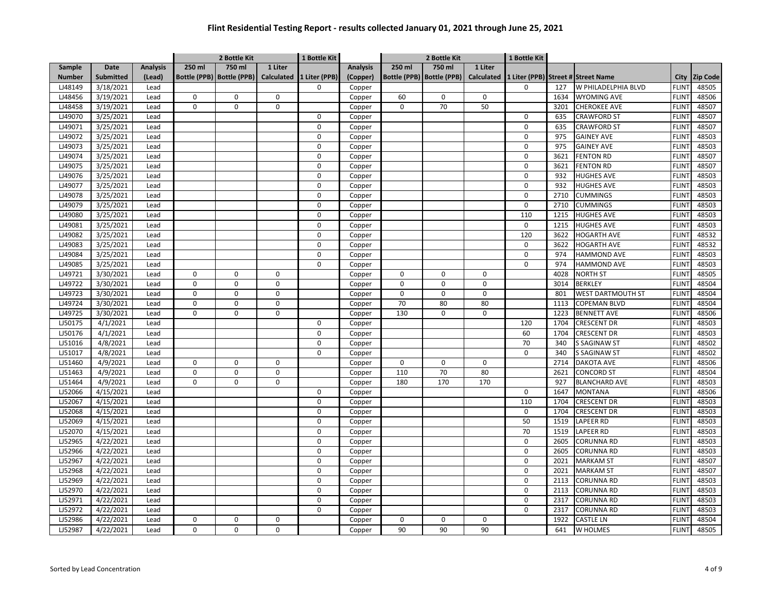# Flint Residential Testing Report - results collected January 01, 2021 through June 25, 2021

| | | | 2 Bottle Kit | | | 1 Bottle Kit | | 2 Bottle Kit | | | 1 Bottle Kit | | | | |
|---|---|---|---|---|---|---|---|---|---|---|---|---|---|---|---|
| Sample Number | Date Submitted | Analysis (Lead) | 250 ml Bottle (PPB) | 750 ml Bottle (PPB) | 1 Liter Calculated | 1 Liter (PPB) | Analysis (Copper) | 250 ml Bottle (PPB) | 750 ml Bottle (PPB) | 1 Liter Calculated | 1 Liter (PPB) | Street # | Street Name | City | Zip Code |
| LJ48149 | 3/18/2021 | Lead | | | | 0 | Copper | | | | 0 | 127 | W PHILADELPHIA BLVD | FLINT | 48505 |
| LJ48456 | 3/19/2021 | Lead | 0 | 0 | 0 | | Copper | 60 | 0 | 0 | | 1634 | WYOMING AVE | FLINT | 48506 |
| LJ48458 | 3/19/2021 | Lead | 0 | 0 | 0 | | Copper | 0 | 70 | 50 | | 3201 | CHEROKEE AVE | FLINT | 48507 |
| LJ49070 | 3/25/2021 | Lead | | | | 0 | Copper | | | | 0 | 635 | CRAWFORD ST | FLINT | 48507 |
| LJ49071 | 3/25/2021 | Lead | | | | 0 | Copper | | | | 0 | 635 | CRAWFORD ST | FLINT | 48507 |
| LJ49072 | 3/25/2021 | Lead | | | | 0 | Copper | | | | 0 | 975 | GAINEY AVE | FLINT | 48503 |
| LJ49073 | 3/25/2021 | Lead | | | | 0 | Copper | | | | 0 | 975 | GAINEY AVE | FLINT | 48503 |
| LJ49074 | 3/25/2021 | Lead | | | | 0 | Copper | | | | 0 | 3621 | FENTON RD | FLINT | 48507 |
| LJ49075 | 3/25/2021 | Lead | | | | 0 | Copper | | | | 0 | 3621 | FENTON RD | FLINT | 48507 |
| LJ49076 | 3/25/2021 | Lead | | | | 0 | Copper | | | | 0 | 932 | HUGHES AVE | FLINT | 48503 |
| LJ49077 | 3/25/2021 | Lead | | | | 0 | Copper | | | | 0 | 932 | HUGHES AVE | FLINT | 48503 |
| LJ49078 | 3/25/2021 | Lead | | | | 0 | Copper | | | | 0 | 2710 | CUMMINGS | FLINT | 48503 |
| LJ49079 | 3/25/2021 | Lead | | | | 0 | Copper | | | | 0 | 2710 | CUMMINGS | FLINT | 48503 |
| LJ49080 | 3/25/2021 | Lead | | | | 0 | Copper | | | | 110 | 1215 | HUGHES AVE | FLINT | 48503 |
| LJ49081 | 3/25/2021 | Lead | | | | 0 | Copper | | | | 0 | 1215 | HUGHES AVE | FLINT | 48503 |
| LJ49082 | 3/25/2021 | Lead | | | | 0 | Copper | | | | 120 | 3622 | HOGARTH AVE | FLINT | 48532 |
| LJ49083 | 3/25/2021 | Lead | | | | 0 | Copper | | | | 0 | 3622 | HOGARTH AVE | FLINT | 48532 |
| LJ49084 | 3/25/2021 | Lead | | | | 0 | Copper | | | | 0 | 974 | HAMMOND AVE | FLINT | 48503 |
| LJ49085 | 3/25/2021 | Lead | | | | 0 | Copper | | | | 0 | 974 | HAMMOND AVE | FLINT | 48503 |
| LJ49721 | 3/30/2021 | Lead | 0 | 0 | 0 | | Copper | 0 | 0 | 0 | | 4028 | NORTH ST | FLINT | 48505 |
| LJ49722 | 3/30/2021 | Lead | 0 | 0 | 0 | | Copper | 0 | 0 | 0 | | 3014 | BERKLEY | FLINT | 48504 |
| LJ49723 | 3/30/2021 | Lead | 0 | 0 | 0 | | Copper | 0 | 0 | 0 | | 801 | WEST DARTMOUTH ST | FLINT | 48504 |
| LJ49724 | 3/30/2021 | Lead | 0 | 0 | 0 | | Copper | 70 | 80 | 80 | | 1113 | COPEMAN BLVD | FLINT | 48504 |
| LJ49725 | 3/30/2021 | Lead | 0 | 0 | 0 | | Copper | 130 | 0 | 0 | | 1223 | BENNETT AVE | FLINT | 48506 |
| LJ50175 | 4/1/2021 | Lead | | | | 0 | Copper | | | | 120 | 1704 | CRESCENT DR | FLINT | 48503 |
| LJ50176 | 4/1/2021 | Lead | | | | 0 | Copper | | | | 60 | 1704 | CRESCENT DR | FLINT | 48503 |
| LJ51016 | 4/8/2021 | Lead | | | | 0 | Copper | | | | 70 | 340 | S SAGINAW ST | FLINT | 48502 |
| LJ51017 | 4/8/2021 | Lead | | | | 0 | Copper | | | | 0 | 340 | S SAGINAW ST | FLINT | 48502 |
| LJ51460 | 4/9/2021 | Lead | 0 | 0 | 0 | | Copper | 0 | 0 | 0 | | 2714 | DAKOTA AVE | FLINT | 48506 |
| LJ51463 | 4/9/2021 | Lead | 0 | 0 | 0 | | Copper | 110 | 70 | 80 | | 2621 | CONCORD ST | FLINT | 48504 |
| LJ51464 | 4/9/2021 | Lead | 0 | 0 | 0 | | Copper | 180 | 170 | 170 | | 927 | BLANCHARD AVE | FLINT | 48503 |
| LJ52066 | 4/15/2021 | Lead | | | | 0 | Copper | | | | 0 | 1647 | MONTANA | FLINT | 48506 |
| LJ52067 | 4/15/2021 | Lead | | | | 0 | Copper | | | | 110 | 1704 | CRESCENT DR | FLINT | 48503 |
| LJ52068 | 4/15/2021 | Lead | | | | 0 | Copper | | | | 0 | 1704 | CRESCENT DR | FLINT | 48503 |
| LJ52069 | 4/15/2021 | Lead | | | | 0 | Copper | | | | 50 | 1519 | LAPEER RD | FLINT | 48503 |
| LJ52070 | 4/15/2021 | Lead | | | | 0 | Copper | | | | 70 | 1519 | LAPEER RD | FLINT | 48503 |
| LJ52965 | 4/22/2021 | Lead | | | | 0 | Copper | | | | 0 | 2605 | CORUNNA RD | FLINT | 48503 |
| LJ52966 | 4/22/2021 | Lead | | | | 0 | Copper | | | | 0 | 2605 | CORUNNA RD | FLINT | 48503 |
| LJ52967 | 4/22/2021 | Lead | | | | 0 | Copper | | | | 0 | 2021 | MARKAM ST | FLINT | 48507 |
| LJ52968 | 4/22/2021 | Lead | | | | 0 | Copper | | | | 0 | 2021 | MARKAM ST | FLINT | 48507 |
| LJ52969 | 4/22/2021 | Lead | | | | 0 | Copper | | | | 0 | 2113 | CORUNNA RD | FLINT | 48503 |
| LJ52970 | 4/22/2021 | Lead | | | | 0 | Copper | | | | 0 | 2113 | CORUNNA RD | FLINT | 48503 |
| LJ52971 | 4/22/2021 | Lead | | | | 0 | Copper | | | | 0 | 2317 | CORUNNA RD | FLINT | 48503 |
| LJ52972 | 4/22/2021 | Lead | | | | 0 | Copper | | | | 0 | 2317 | CORUNNA RD | FLINT | 48503 |
| LJ52986 | 4/22/2021 | Lead | 0 | 0 | 0 | | Copper | 0 | 0 | 0 | | 1922 | CASTLE LN | FLINT | 48504 |
| LJ52987 | 4/22/2021 | Lead | 0 | 0 | 0 | | Copper | 90 | 90 | 90 | | 641 | W HOLMES | FLINT | 48505 |

Sorted by Lead Concentration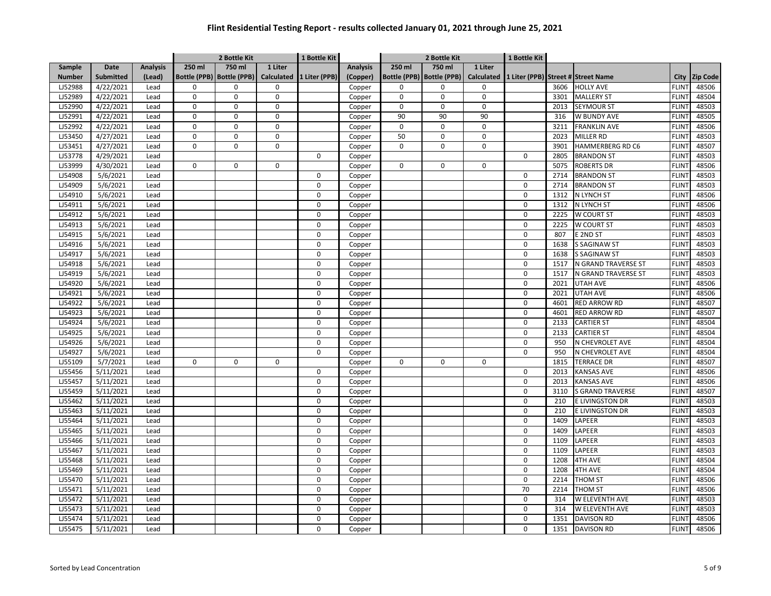# Flint Residential Testing Report - results collected January 01, 2021 through June 25, 2021

| | | | 2 Bottle Kit | | | 1 Bottle Kit | | 2 Bottle Kit | | | 1 Bottle Kit | | | | |
|---|---|---|---|---|---|---|---|---|---|---|---|---|---|---|---|
| Sample Number | Date Submitted | Analysis (Lead) | 250 ml Bottle (PPB) | 750 ml Bottle (PPB) | 1 Liter Calculated | 1 Liter (PPB) | Analysis (Copper) | 250 ml Bottle (PPB) | 750 ml Bottle (PPB) | 1 Liter Calculated | 1 Liter (PPB) | Street # | Street Name | City | Zip Code |
| LJ52988 | 4/22/2021 | Lead | 0 | 0 | 0 | | Copper | 0 | 0 | 0 | | 3606 | HOLLY AVE | FLINT | 48506 |
| LJ52989 | 4/22/2021 | Lead | 0 | 0 | 0 | | Copper | 0 | 0 | 0 | | 3301 | MALLERY ST | FLINT | 48504 |
| LJ52990 | 4/22/2021 | Lead | 0 | 0 | 0 | | Copper | 0 | 0 | 0 | | 2013 | SEYMOUR ST | FLINT | 48503 |
| LJ52991 | 4/22/2021 | Lead | 0 | 0 | 0 | | Copper | 90 | 90 | 90 | | 316 | W BUNDY AVE | FLINT | 48505 |
| LJ52992 | 4/22/2021 | Lead | 0 | 0 | 0 | | Copper | 0 | 0 | 0 | | 3211 | FRANKLIN AVE | FLINT | 48506 |
| LJ53450 | 4/27/2021 | Lead | 0 | 0 | 0 | | Copper | 50 | 0 | 0 | | 2023 | MILLER RD | FLINT | 48503 |
| LJ53451 | 4/27/2021 | Lead | 0 | 0 | 0 | | Copper | 0 | 0 | 0 | | 3901 | HAMMERBERG RD C6 | FLINT | 48507 |
| LJ53778 | 4/29/2021 | Lead | | | | 0 | Copper | | | | 0 | 2805 | BRANDON ST | FLINT | 48503 |
| LJ53999 | 4/30/2021 | Lead | 0 | 0 | 0 | | Copper | 0 | 0 | 0 | | 5075 | ROBERTS DR | FLINT | 48506 |
| LJ54908 | 5/6/2021 | Lead | | | | 0 | Copper | | | | 0 | 2714 | BRANDON ST | FLINT | 48503 |
| LJ54909 | 5/6/2021 | Lead | | | | 0 | Copper | | | | 0 | 2714 | BRANDON ST | FLINT | 48503 |
| LJ54910 | 5/6/2021 | Lead | | | | 0 | Copper | | | | 0 | 1312 | N LYNCH ST | FLINT | 48506 |
| LJ54911 | 5/6/2021 | Lead | | | | 0 | Copper | | | | 0 | 1312 | N LYNCH ST | FLINT | 48506 |
| LJ54912 | 5/6/2021 | Lead | | | | 0 | Copper | | | | 0 | 2225 | W COURT ST | FLINT | 48503 |
| LJ54913 | 5/6/2021 | Lead | | | | 0 | Copper | | | | 0 | 2225 | W COURT ST | FLINT | 48503 |
| LJ54915 | 5/6/2021 | Lead | | | | 0 | Copper | | | | 0 | 807 | E 2ND ST | FLINT | 48503 |
| LJ54916 | 5/6/2021 | Lead | | | | 0 | Copper | | | | 0 | 1638 | S SAGINAW ST | FLINT | 48503 |
| LJ54917 | 5/6/2021 | Lead | | | | 0 | Copper | | | | 0 | 1638 | S SAGINAW ST | FLINT | 48503 |
| LJ54918 | 5/6/2021 | Lead | | | | 0 | Copper | | | | 0 | 1517 | N GRAND TRAVERSE ST | FLINT | 48503 |
| LJ54919 | 5/6/2021 | Lead | | | | 0 | Copper | | | | 0 | 1517 | N GRAND TRAVERSE ST | FLINT | 48503 |
| LJ54920 | 5/6/2021 | Lead | | | | 0 | Copper | | | | 0 | 2021 | UTAH AVE | FLINT | 48506 |
| LJ54921 | 5/6/2021 | Lead | | | | 0 | Copper | | | | 0 | 2021 | UTAH AVE | FLINT | 48506 |
| LJ54922 | 5/6/2021 | Lead | | | | 0 | Copper | | | | 0 | 4601 | RED ARROW RD | FLINT | 48507 |
| LJ54923 | 5/6/2021 | Lead | | | | 0 | Copper | | | | 0 | 4601 | RED ARROW RD | FLINT | 48507 |
| LJ54924 | 5/6/2021 | Lead | | | | 0 | Copper | | | | 0 | 2133 | CARTIER ST | FLINT | 48504 |
| LJ54925 | 5/6/2021 | Lead | | | | 0 | Copper | | | | 0 | 2133 | CARTIER ST | FLINT | 48504 |
| LJ54926 | 5/6/2021 | Lead | | | | 0 | Copper | | | | 0 | 950 | N CHEVROLET AVE | FLINT | 48504 |
| LJ54927 | 5/6/2021 | Lead | | | | 0 | Copper | | | | 0 | 950 | N CHEVROLET AVE | FLINT | 48504 |
| LJ55109 | 5/7/2021 | Lead | 0 | 0 | 0 | | Copper | 0 | 0 | 0 | | 1815 | TERRACE DR | FLINT | 48507 |
| LJ55456 | 5/11/2021 | Lead | | | | 0 | Copper | | | | 0 | 2013 | KANSAS AVE | FLINT | 48506 |
| LJ55457 | 5/11/2021 | Lead | | | | 0 | Copper | | | | 0 | 2013 | KANSAS AVE | FLINT | 48506 |
| LJ55459 | 5/11/2021 | Lead | | | | 0 | Copper | | | | 0 | 3110 | S GRAND TRAVERSE | FLINT | 48507 |
| LJ55462 | 5/11/2021 | Lead | | | | 0 | Copper | | | | 0 | 210 | E LIVINGSTON DR | FLINT | 48503 |
| LJ55463 | 5/11/2021 | Lead | | | | 0 | Copper | | | | 0 | 210 | E LIVINGSTON DR | FLINT | 48503 |
| LJ55464 | 5/11/2021 | Lead | | | | 0 | Copper | | | | 0 | 1409 | LAPEER | FLINT | 48503 |
| LJ55465 | 5/11/2021 | Lead | | | | 0 | Copper | | | | 0 | 1409 | LAPEER | FLINT | 48503 |
| LJ55466 | 5/11/2021 | Lead | | | | 0 | Copper | | | | 0 | 1109 | LAPEER | FLINT | 48503 |
| LJ55467 | 5/11/2021 | Lead | | | | 0 | Copper | | | | 0 | 1109 | LAPEER | FLINT | 48503 |
| LJ55468 | 5/11/2021 | Lead | | | | 0 | Copper | | | | 0 | 1208 | 4TH AVE | FLINT | 48504 |
| LJ55469 | 5/11/2021 | Lead | | | | 0 | Copper | | | | 0 | 1208 | 4TH AVE | FLINT | 48504 |
| LJ55470 | 5/11/2021 | Lead | | | | 0 | Copper | | | | 0 | 2214 | THOM ST | FLINT | 48506 |
| LJ55471 | 5/11/2021 | Lead | | | | 0 | Copper | | | | 70 | 2214 | THOM ST | FLINT | 48506 |
| LJ55472 | 5/11/2021 | Lead | | | | 0 | Copper | | | | 0 | 314 | W ELEVENTH AVE | FLINT | 48503 |
| LJ55473 | 5/11/2021 | Lead | | | | 0 | Copper | | | | 0 | 314 | W ELEVENTH AVE | FLINT | 48503 |
| LJ55474 | 5/11/2021 | Lead | | | | 0 | Copper | | | | 0 | 1351 | DAVISON RD | FLINT | 48506 |
| LJ55475 | 5/11/2021 | Lead | | | | 0 | Copper | | | | 0 | 1351 | DAVISON RD | FLINT | 48506 |

Sorted by Lead Concentration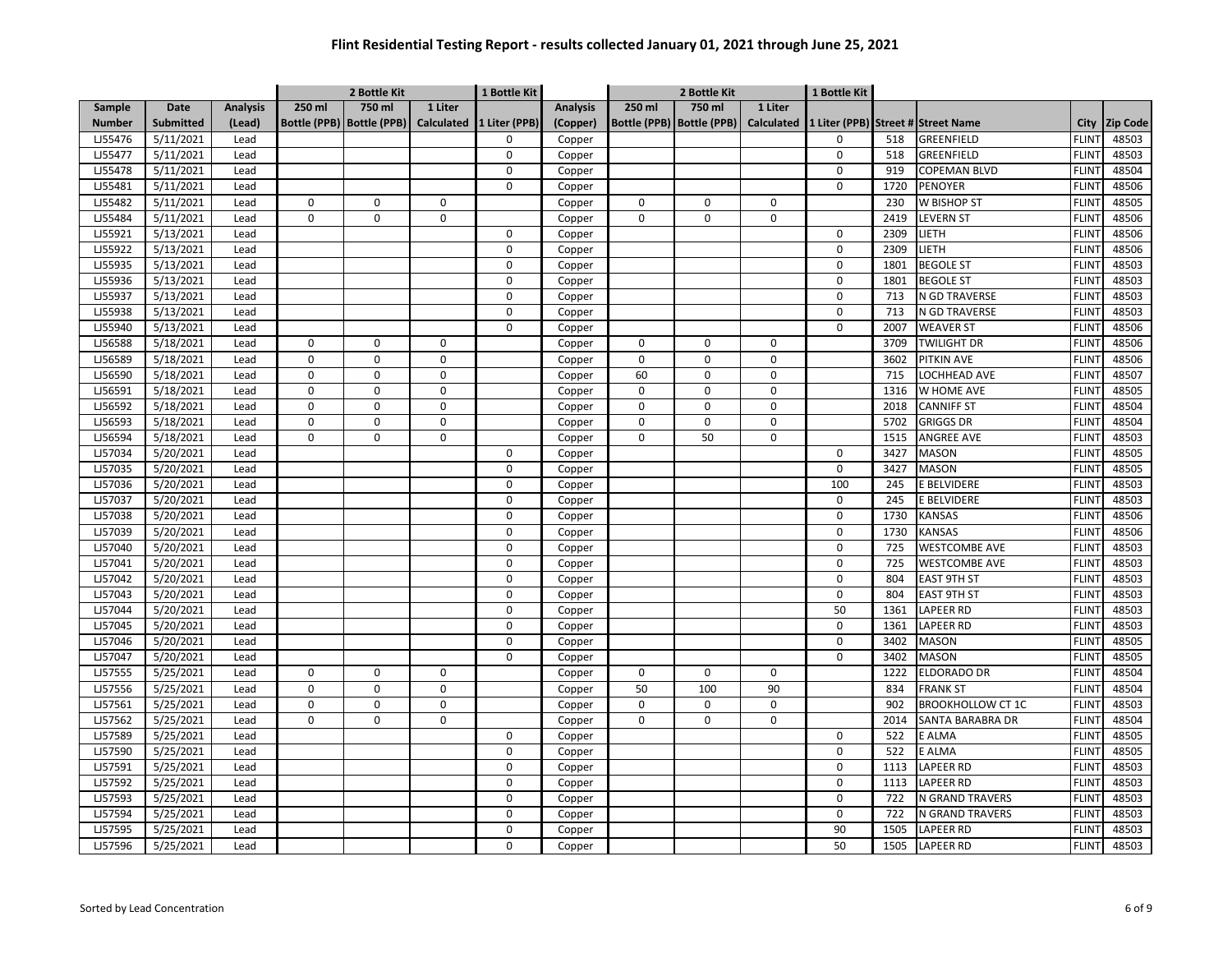# Flint Residential Testing Report - results collected January 01, 2021 through June 25, 2021

| | | | 2 Bottle Kit | | | 1 Bottle Kit | | 2 Bottle Kit | | | 1 Bottle Kit | | | | |
|---|---|---|---|---|---|---|---|---|---|---|---|---|---|---|---|
| Sample Number | Date Submitted | Analysis (Lead) | 250 ml Bottle (PPB) | 750 ml Bottle (PPB) | 1 Liter Calculated | 1 Liter (PPB) | Analysis (Copper) | 250 ml Bottle (PPB) | 750 ml Bottle (PPB) | 1 Liter Calculated | 1 Liter (PPB) | Street # | Street Name | City | Zip Code |
| LJ55476 | 5/11/2021 | Lead | | | | 0 | Copper | | | | 0 | 518 | GREENFIELD | FLINT | 48503 |
| LJ55477 | 5/11/2021 | Lead | | | | 0 | Copper | | | | 0 | 518 | GREENFIELD | FLINT | 48503 |
| LJ55478 | 5/11/2021 | Lead | | | | 0 | Copper | | | | 0 | 919 | COPEMAN BLVD | FLINT | 48504 |
| LJ55481 | 5/11/2021 | Lead | | | | 0 | Copper | | | | 0 | 1720 | PENOYER | FLINT | 48506 |
| LJ55482 | 5/11/2021 | Lead | 0 | 0 | 0 | | Copper | 0 | 0 | 0 | | 230 | W BISHOP ST | FLINT | 48505 |
| LJ55484 | 5/11/2021 | Lead | 0 | 0 | 0 | | Copper | 0 | 0 | 0 | | 2419 | LEVERN ST | FLINT | 48506 |
| LJ55921 | 5/13/2021 | Lead | | | | 0 | Copper | | | | 0 | 2309 | LIETH | FLINT | 48506 |
| LJ55922 | 5/13/2021 | Lead | | | | 0 | Copper | | | | 0 | 2309 | LIETH | FLINT | 48506 |
| LJ55935 | 5/13/2021 | Lead | | | | 0 | Copper | | | | 0 | 1801 | BEGOLE ST | FLINT | 48503 |
| LJ55936 | 5/13/2021 | Lead | | | | 0 | Copper | | | | 0 | 1801 | BEGOLE ST | FLINT | 48503 |
| LJ55937 | 5/13/2021 | Lead | | | | 0 | Copper | | | | 0 | 713 | N GD TRAVERSE | FLINT | 48503 |
| LJ55938 | 5/13/2021 | Lead | | | | 0 | Copper | | | | 0 | 713 | N GD TRAVERSE | FLINT | 48503 |
| LJ55940 | 5/13/2021 | Lead | | | | 0 | Copper | | | | 0 | 2007 | WEAVER ST | FLINT | 48506 |
| LJ56588 | 5/18/2021 | Lead | 0 | 0 | 0 | | Copper | 0 | 0 | 0 | | 3709 | TWILIGHT DR | FLINT | 48506 |
| LJ56589 | 5/18/2021 | Lead | 0 | 0 | 0 | | Copper | 0 | 0 | 0 | | 3602 | PITKIN AVE | FLINT | 48506 |
| LJ56590 | 5/18/2021 | Lead | 0 | 0 | 0 | | Copper | 60 | 0 | 0 | | 715 | LOCHHEAD AVE | FLINT | 48507 |
| LJ56591 | 5/18/2021 | Lead | 0 | 0 | 0 | | Copper | 0 | 0 | 0 | | 1316 | W HOME AVE | FLINT | 48505 |
| LJ56592 | 5/18/2021 | Lead | 0 | 0 | 0 | | Copper | 0 | 0 | 0 | | 2018 | CANNIFF ST | FLINT | 48504 |
| LJ56593 | 5/18/2021 | Lead | 0 | 0 | 0 | | Copper | 0 | 0 | 0 | | 5702 | GRIGGS DR | FLINT | 48504 |
| LJ56594 | 5/18/2021 | Lead | 0 | 0 | 0 | | Copper | 0 | 50 | 0 | | 1515 | ANGREE AVE | FLINT | 48503 |
| LJ57034 | 5/20/2021 | Lead | | | | 0 | Copper | | | | 0 | 3427 | MASON | FLINT | 48505 |
| LJ57035 | 5/20/2021 | Lead | | | | 0 | Copper | | | | 0 | 3427 | MASON | FLINT | 48505 |
| LJ57036 | 5/20/2021 | Lead | | | | 0 | Copper | | | | 100 | 245 | E BELVIDERE | FLINT | 48503 |
| LJ57037 | 5/20/2021 | Lead | | | | 0 | Copper | | | | 0 | 245 | E BELVIDERE | FLINT | 48503 |
| LJ57038 | 5/20/2021 | Lead | | | | 0 | Copper | | | | 0 | 1730 | KANSAS | FLINT | 48506 |
| LJ57039 | 5/20/2021 | Lead | | | | 0 | Copper | | | | 0 | 1730 | KANSAS | FLINT | 48506 |
| LJ57040 | 5/20/2021 | Lead | | | | 0 | Copper | | | | 0 | 725 | WESTCOMBE AVE | FLINT | 48503 |
| LJ57041 | 5/20/2021 | Lead | | | | 0 | Copper | | | | 0 | 725 | WESTCOMBE AVE | FLINT | 48503 |
| LJ57042 | 5/20/2021 | Lead | | | | 0 | Copper | | | | 0 | 804 | EAST 9TH ST | FLINT | 48503 |
| LJ57043 | 5/20/2021 | Lead | | | | 0 | Copper | | | | 0 | 804 | EAST 9TH ST | FLINT | 48503 |
| LJ57044 | 5/20/2021 | Lead | | | | 0 | Copper | | | | 50 | 1361 | LAPEER RD | FLINT | 48503 |
| LJ57045 | 5/20/2021 | Lead | | | | 0 | Copper | | | | 0 | 1361 | LAPEER RD | FLINT | 48503 |
| LJ57046 | 5/20/2021 | Lead | | | | 0 | Copper | | | | 0 | 3402 | MASON | FLINT | 48505 |
| LJ57047 | 5/20/2021 | Lead | | | | 0 | Copper | | | | 0 | 3402 | MASON | FLINT | 48505 |
| LJ57555 | 5/25/2021 | Lead | 0 | 0 | 0 | | Copper | 0 | 0 | 0 | | 1222 | ELDORADO DR | FLINT | 48504 |
| LJ57556 | 5/25/2021 | Lead | 0 | 0 | 0 | | Copper | 50 | 100 | 90 | | 834 | FRANK ST | FLINT | 48504 |
| LJ57561 | 5/25/2021 | Lead | 0 | 0 | 0 | | Copper | 0 | 0 | 0 | | 902 | BROOKHOLLOW CT 1C | FLINT | 48503 |
| LJ57562 | 5/25/2021 | Lead | 0 | 0 | 0 | | Copper | 0 | 0 | 0 | | 2014 | SANTA BARABRA DR | FLINT | 48504 |
| LJ57589 | 5/25/2021 | Lead | | | | 0 | Copper | | | | 0 | 522 | E ALMA | FLINT | 48505 |
| LJ57590 | 5/25/2021 | Lead | | | | 0 | Copper | | | | 0 | 522 | E ALMA | FLINT | 48505 |
| LJ57591 | 5/25/2021 | Lead | | | | 0 | Copper | | | | 0 | 1113 | LAPEER RD | FLINT | 48503 |
| LJ57592 | 5/25/2021 | Lead | | | | 0 | Copper | | | | 0 | 1113 | LAPEER RD | FLINT | 48503 |
| LJ57593 | 5/25/2021 | Lead | | | | 0 | Copper | | | | 0 | 722 | N GRAND TRAVERS | FLINT | 48503 |
| LJ57594 | 5/25/2021 | Lead | | | | 0 | Copper | | | | 0 | 722 | N GRAND TRAVERS | FLINT | 48503 |
| LJ57595 | 5/25/2021 | Lead | | | | 0 | Copper | | | | 90 | 1505 | LAPEER RD | FLINT | 48503 |
| LJ57596 | 5/25/2021 | Lead | | | | 0 | Copper | | | | 50 | 1505 | LAPEER RD | FLINT | 48503 |

Sorted by Lead Concentration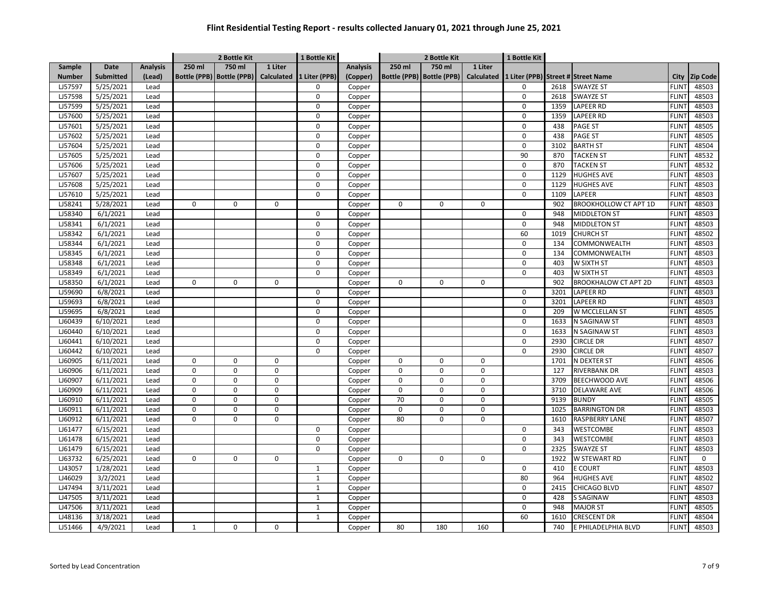# Flint Residential Testing Report - results collected January 01, 2021 through June 25, 2021

| | | | 2 Bottle Kit | | | 1 Bottle Kit | | 2 Bottle Kit | | | 1 Bottle Kit | | | | |
|---|---|---|---|---|---|---|---|---|---|---|---|---|---|---|---|
| Sample Number | Date Submitted | Analysis (Lead) | 250 ml Bottle (PPB) | 750 ml Bottle (PPB) | 1 Liter Calculated | 1 Liter (PPB) | Analysis (Copper) | 250 ml Bottle (PPB) | 750 ml Bottle (PPB) | 1 Liter Calculated | 1 Liter (PPB) | Street # | Street Name | City | Zip Code |
| LJ57597 | 5/25/2021 | Lead | | | | 0 | Copper | | | | 0 | 2618 | SWAYZE ST | FLINT | 48503 |
| LJ57598 | 5/25/2021 | Lead | | | | 0 | Copper | | | | 0 | 2618 | SWAYZE ST | FLINT | 48503 |
| LJ57599 | 5/25/2021 | Lead | | | | 0 | Copper | | | | 0 | 1359 | LAPEER RD | FLINT | 48503 |
| LJ57600 | 5/25/2021 | Lead | | | | 0 | Copper | | | | 0 | 1359 | LAPEER RD | FLINT | 48503 |
| LJ57601 | 5/25/2021 | Lead | | | | 0 | Copper | | | | 0 | 438 | PAGE ST | FLINT | 48505 |
| LJ57602 | 5/25/2021 | Lead | | | | 0 | Copper | | | | 0 | 438 | PAGE ST | FLINT | 48505 |
| LJ57604 | 5/25/2021 | Lead | | | | 0 | Copper | | | | 0 | 3102 | BARTH ST | FLINT | 48504 |
| LJ57605 | 5/25/2021 | Lead | | | | 0 | Copper | | | | 90 | 870 | TACKEN ST | FLINT | 48532 |
| LJ57606 | 5/25/2021 | Lead | | | | 0 | Copper | | | | 0 | 870 | TACKEN ST | FLINT | 48532 |
| LJ57607 | 5/25/2021 | Lead | | | | 0 | Copper | | | | 0 | 1129 | HUGHES AVE | FLINT | 48503 |
| LJ57608 | 5/25/2021 | Lead | | | | 0 | Copper | | | | 0 | 1129 | HUGHES AVE | FLINT | 48503 |
| LJ57610 | 5/25/2021 | Lead | | | | 0 | Copper | | | | 0 | 1109 | LAPEER | FLINT | 48503 |
| LJ58241 | 5/28/2021 | Lead | 0 | 0 | 0 | | Copper | 0 | 0 | 0 | | 902 | BROOKHOLLOW CT APT 1D | FLINT | 48503 |
| LJ58340 | 6/1/2021 | Lead | | | | 0 | Copper | | | | 0 | 948 | MIDDLETON ST | FLINT | 48503 |
| LJ58341 | 6/1/2021 | Lead | | | | 0 | Copper | | | | 0 | 948 | MIDDLETON ST | FLINT | 48503 |
| LJ58342 | 6/1/2021 | Lead | | | | 0 | Copper | | | | 60 | 1019 | CHURCH ST | FLINT | 48502 |
| LJ58344 | 6/1/2021 | Lead | | | | 0 | Copper | | | | 0 | 134 | COMMONWEALTH | FLINT | 48503 |
| LJ58345 | 6/1/2021 | Lead | | | | 0 | Copper | | | | 0 | 134 | COMMONWEALTH | FLINT | 48503 |
| LJ58348 | 6/1/2021 | Lead | | | | 0 | Copper | | | | 0 | 403 | W SIXTH ST | FLINT | 48503 |
| LJ58349 | 6/1/2021 | Lead | | | | 0 | Copper | | | | 0 | 403 | W SIXTH ST | FLINT | 48503 |
| LJ58350 | 6/1/2021 | Lead | 0 | 0 | 0 | | Copper | 0 | 0 | 0 | | 902 | BROOKHALOW CT APT 2D | FLINT | 48503 |
| LJ59690 | 6/8/2021 | Lead | | | | 0 | Copper | | | | 0 | 3201 | LAPEER RD | FLINT | 48503 |
| LJ59693 | 6/8/2021 | Lead | | | | 0 | Copper | | | | 0 | 3201 | LAPEER RD | FLINT | 48503 |
| LJ59695 | 6/8/2021 | Lead | | | | 0 | Copper | | | | 0 | 209 | W MCCLELLAN ST | FLINT | 48505 |
| LJ60439 | 6/10/2021 | Lead | | | | 0 | Copper | | | | 0 | 1633 | N SAGINAW ST | FLINT | 48503 |
| LJ60440 | 6/10/2021 | Lead | | | | 0 | Copper | | | | 0 | 1633 | N SAGINAW ST | FLINT | 48503 |
| LJ60441 | 6/10/2021 | Lead | | | | 0 | Copper | | | | 0 | 2930 | CIRCLE DR | FLINT | 48507 |
| LJ60442 | 6/10/2021 | Lead | | | | 0 | Copper | | | | 0 | 2930 | CIRCLE DR | FLINT | 48507 |
| LJ60905 | 6/11/2021 | Lead | 0 | 0 | 0 | | Copper | 0 | 0 | 0 | | 1701 | N DEXTER ST | FLINT | 48506 |
| LJ60906 | 6/11/2021 | Lead | 0 | 0 | 0 | | Copper | 0 | 0 | 0 | | 127 | RIVERBANK DR | FLINT | 48503 |
| LJ60907 | 6/11/2021 | Lead | 0 | 0 | 0 | | Copper | 0 | 0 | 0 | | 3709 | BEECHWOOD AVE | FLINT | 48506 |
| LJ60909 | 6/11/2021 | Lead | 0 | 0 | 0 | | Copper | 0 | 0 | 0 | | 3710 | DELAWARE AVE | FLINT | 48506 |
| LJ60910 | 6/11/2021 | Lead | 0 | 0 | 0 | | Copper | 70 | 0 | 0 | | 9139 | BUNDY | FLINT | 48505 |
| LJ60911 | 6/11/2021 | Lead | 0 | 0 | 0 | | Copper | 0 | 0 | 0 | | 1025 | BARRINGTON DR | FLINT | 48503 |
| LJ60912 | 6/11/2021 | Lead | 0 | 0 | 0 | | Copper | 80 | 0 | 0 | | 1610 | RASPBERRY LANE | FLINT | 48507 |
| LJ61477 | 6/15/2021 | Lead | | | | 0 | Copper | | | | 0 | 343 | WESTCOMBE | FLINT | 48503 |
| LJ61478 | 6/15/2021 | Lead | | | | 0 | Copper | | | | 0 | 343 | WESTCOMBE | FLINT | 48503 |
| LJ61479 | 6/15/2021 | Lead | | | | 0 | Copper | | | | 0 | 2325 | SWAYZE ST | FLINT | 48503 |
| LJ63732 | 6/25/2021 | Lead | 0 | 0 | 0 | | Copper | 0 | 0 | 0 | | 1922 | W STEWART RD | FLINT | 0 |
| LJ43057 | 1/28/2021 | Lead | | | | 1 | Copper | | | | 0 | 410 | E COURT | FLINT | 48503 |
| LJ46029 | 3/2/2021 | Lead | | | | 1 | Copper | | | | 80 | 964 | HUGHES AVE | FLINT | 48502 |
| LJ47494 | 3/11/2021 | Lead | | | | 1 | Copper | | | | 0 | 2415 | CHICAGO BLVD | FLINT | 48507 |
| LJ47505 | 3/11/2021 | Lead | | | | 1 | Copper | | | | 0 | 428 | S SAGINAW | FLINT | 48503 |
| LJ47506 | 3/11/2021 | Lead | | | | 1 | Copper | | | | 0 | 948 | MAJOR ST | FLINT | 48505 |
| LJ48136 | 3/18/2021 | Lead | | | | 1 | Copper | | | | 60 | 1610 | CRESCENT DR | FLINT | 48504 |
| LJ51466 | 4/9/2021 | Lead | 1 | 0 | 0 | | Copper | 80 | 180 | 160 | | 740 | E PHILADELPHIA BLVD | FLINT | 48503 |

Sorted by Lead Concentration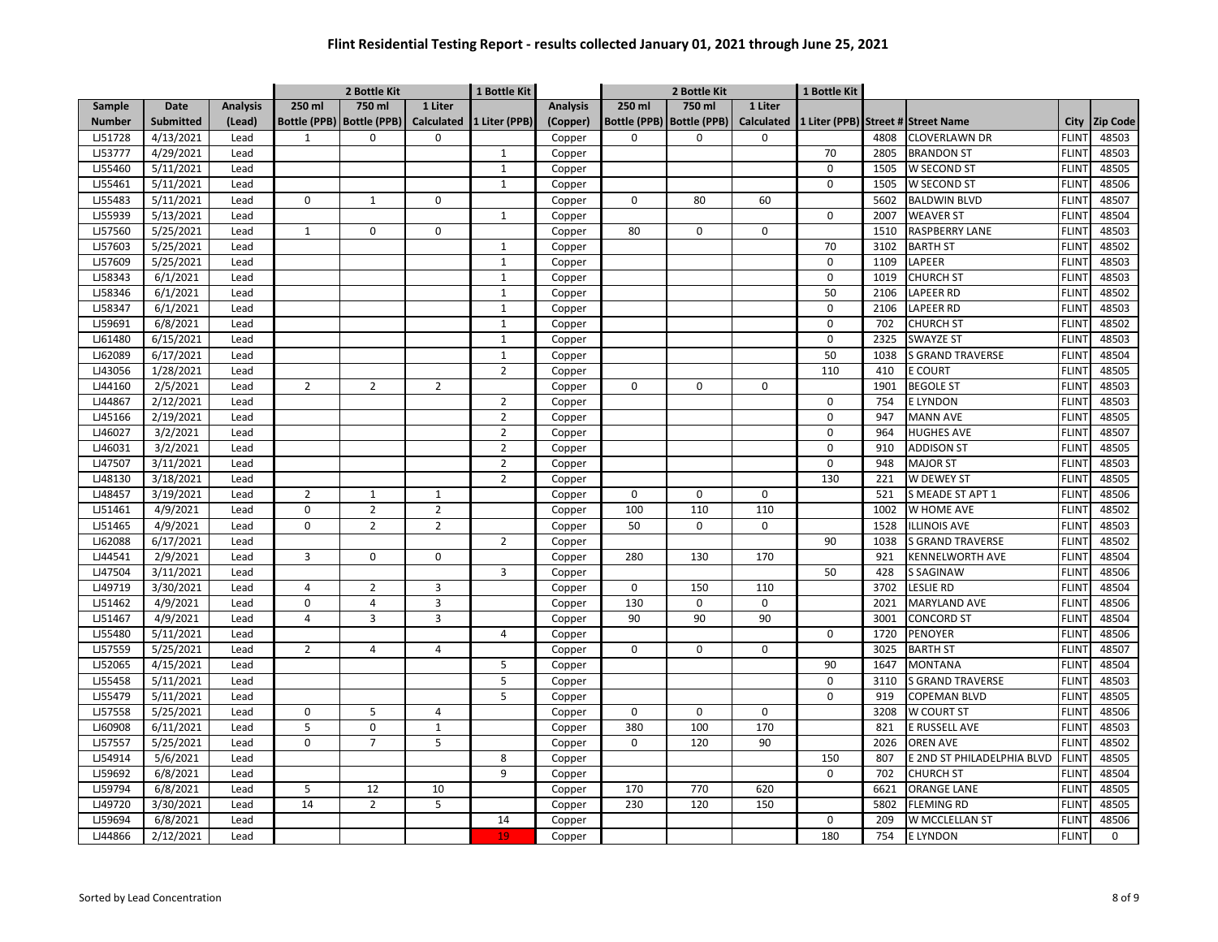# Flint Residential Testing Report - results collected January 01, 2021 through June 25, 2021

| | | | 2 Bottle Kit | | | 1 Bottle Kit | | 2 Bottle Kit | | | 1 Bottle Kit | | | | |
|---|---|---|---|---|---|---|---|---|---|---|---|---|---|---|---|
| Sample Number | Date Submitted | Analysis (Lead) | 250 ml Bottle (PPB) | 750 ml Bottle (PPB) | 1 Liter Calculated | 1 Liter (PPB) | Analysis (Copper) | 250 ml Bottle (PPB) | 750 ml Bottle (PPB) | 1 Liter Calculated | 1 Liter (PPB) | Street # | Street Name | City | Zip Code |
| LJ51728 | 4/13/2021 | Lead | 1 | 0 | 0 | | Copper | 0 | 0 | 0 | | 4808 | CLOVERLAWN DR | FLINT | 48503 |
| LJ53777 | 4/29/2021 | Lead | | | | 1 | Copper | | | | 70 | 2805 | BRANDON ST | FLINT | 48503 |
| LJ55460 | 5/11/2021 | Lead | | | | 1 | Copper | | | | 0 | 1505 | W SECOND ST | FLINT | 48505 |
| LJ55461 | 5/11/2021 | Lead | | | | 1 | Copper | | | | 0 | 1505 | W SECOND ST | FLINT | 48506 |
| LJ55483 | 5/11/2021 | Lead | 0 | 1 | 0 | | Copper | 0 | 80 | 60 | | 5602 | BALDWIN BLVD | FLINT | 48507 |
| LJ55939 | 5/13/2021 | Lead | | | | 1 | Copper | | | | 0 | 2007 | WEAVER ST | FLINT | 48504 |
| LJ57560 | 5/25/2021 | Lead | 1 | 0 | 0 | | Copper | 80 | 0 | 0 | | 1510 | RASPBERRY LANE | FLINT | 48503 |
| LJ57603 | 5/25/2021 | Lead | | | | 1 | Copper | | | | 70 | 3102 | BARTH ST | FLINT | 48502 |
| LJ57609 | 5/25/2021 | Lead | | | | 1 | Copper | | | | 0 | 1109 | LAPEER | FLINT | 48503 |
| LJ58343 | 6/1/2021 | Lead | | | | 1 | Copper | | | | 0 | 1019 | CHURCH ST | FLINT | 48503 |
| LJ58346 | 6/1/2021 | Lead | | | | 1 | Copper | | | | 50 | 2106 | LAPEER RD | FLINT | 48502 |
| LJ58347 | 6/1/2021 | Lead | | | | 1 | Copper | | | | 0 | 2106 | LAPEER RD | FLINT | 48503 |
| LJ59691 | 6/8/2021 | Lead | | | | 1 | Copper | | | | 0 | 702 | CHURCH ST | FLINT | 48502 |
| LJ61480 | 6/15/2021 | Lead | | | | 1 | Copper | | | | 0 | 2325 | SWAYZE ST | FLINT | 48503 |
| LJ62089 | 6/17/2021 | Lead | | | | 1 | Copper | | | | 50 | 1038 | S GRAND TRAVERSE | FLINT | 48504 |
| LJ43056 | 1/28/2021 | Lead | | | | 2 | Copper | | | | 110 | 410 | E COURT | FLINT | 48505 |
| LJ44160 | 2/5/2021 | Lead | 2 | 2 | 2 | | Copper | 0 | 0 | 0 | | 1901 | BEGOLE ST | FLINT | 48503 |
| LJ44867 | 2/12/2021 | Lead | | | | 2 | Copper | | | | 0 | 754 | E LYNDON | FLINT | 48503 |
| LJ45166 | 2/19/2021 | Lead | | | | 2 | Copper | | | | 0 | 947 | MANN AVE | FLINT | 48505 |
| LJ46027 | 3/2/2021 | Lead | | | | 2 | Copper | | | | 0 | 964 | HUGHES AVE | FLINT | 48507 |
| LJ46031 | 3/2/2021 | Lead | | | | 2 | Copper | | | | 0 | 910 | ADDISON ST | FLINT | 48505 |
| LJ47507 | 3/11/2021 | Lead | | | | 2 | Copper | | | | 0 | 948 | MAJOR ST | FLINT | 48503 |
| LJ48130 | 3/18/2021 | Lead | | | | 2 | Copper | | | | 130 | 221 | W DEWEY ST | FLINT | 48505 |
| LJ48457 | 3/19/2021 | Lead | 2 | 1 | 1 | | Copper | 0 | 0 | 0 | | 521 | S MEADE ST APT 1 | FLINT | 48506 |
| LJ51461 | 4/9/2021 | Lead | 0 | 2 | 2 | | Copper | 100 | 110 | 110 | | 1002 | W HOME AVE | FLINT | 48502 |
| LJ51465 | 4/9/2021 | Lead | 0 | 2 | 2 | | Copper | 50 | 0 | 0 | | 1528 | ILLINOIS AVE | FLINT | 48503 |
| LJ62088 | 6/17/2021 | Lead | | | | 2 | Copper | | | | 90 | 1038 | S GRAND TRAVERSE | FLINT | 48502 |
| LJ44541 | 2/9/2021 | Lead | 3 | 0 | 0 | | Copper | 280 | 130 | 170 | | 921 | KENNELWORTH AVE | FLINT | 48504 |
| LJ47504 | 3/11/2021 | Lead | | | | 3 | Copper | | | | 50 | 428 | S SAGINAW | FLINT | 48506 |
| LJ49719 | 3/30/2021 | Lead | 4 | 2 | 3 | | Copper | 0 | 150 | 110 | | 3702 | LESLIE RD | FLINT | 48504 |
| LJ51462 | 4/9/2021 | Lead | 0 | 4 | 3 | | Copper | 130 | 0 | 0 | | 2021 | MARYLAND AVE | FLINT | 48506 |
| LJ51467 | 4/9/2021 | Lead | 4 | 3 | 3 | | Copper | 90 | 90 | 90 | | 3001 | CONCORD ST | FLINT | 48504 |
| LJ55480 | 5/11/2021 | Lead | | | | 4 | Copper | | | | 0 | 1720 | PENOYER | FLINT | 48506 |
| LJ57559 | 5/25/2021 | Lead | 2 | 4 | 4 | | Copper | 0 | 0 | 0 | | 3025 | BARTH ST | FLINT | 48507 |
| LJ52065 | 4/15/2021 | Lead | | | | 5 | Copper | | | | 90 | 1647 | MONTANA | FLINT | 48504 |
| LJ55458 | 5/11/2021 | Lead | | | | 5 | Copper | | | | 0 | 3110 | S GRAND TRAVERSE | FLINT | 48503 |
| LJ55479 | 5/11/2021 | Lead | | | | 5 | Copper | | | | 0 | 919 | COPEMAN BLVD | FLINT | 48505 |
| LJ57558 | 5/25/2021 | Lead | 0 | 5 | 4 | | Copper | 0 | 0 | 0 | | 3208 | W COURT ST | FLINT | 48506 |
| LJ60908 | 6/11/2021 | Lead | 5 | 0 | 1 | | Copper | 380 | 100 | 170 | | 821 | E RUSSELL AVE | FLINT | 48503 |
| LJ57557 | 5/25/2021 | Lead | 0 | 7 | 5 | | Copper | 0 | 120 | 90 | | 2026 | OREN AVE | FLINT | 48502 |
| LJ54914 | 5/6/2021 | Lead | | | | 8 | Copper | | | | 150 | 807 | E 2ND ST PHILADELPHIA BLVD | FLINT | 48505 |
| LJ59692 | 6/8/2021 | Lead | | | | 9 | Copper | | | | 0 | 702 | CHURCH ST | FLINT | 48504 |
| LJ59794 | 6/8/2021 | Lead | 5 | 12 | 10 | | Copper | 170 | 770 | 620 | | 6621 | ORANGE LANE | FLINT | 48505 |
| LJ49720 | 3/30/2021 | Lead | 14 | 2 | 5 | | Copper | 230 | 120 | 150 | | 5802 | FLEMING RD | FLINT | 48505 |
| LJ59694 | 6/8/2021 | Lead | | | | 14 | Copper | | | | 0 | 209 | W MCCLELLAN ST | FLINT | 48506 |
| LJ44866 | 2/12/2021 | Lead | | | | 19 | Copper | | | | 180 | 754 | E LYNDON | FLINT | 0 |

Sorted by Lead Concentration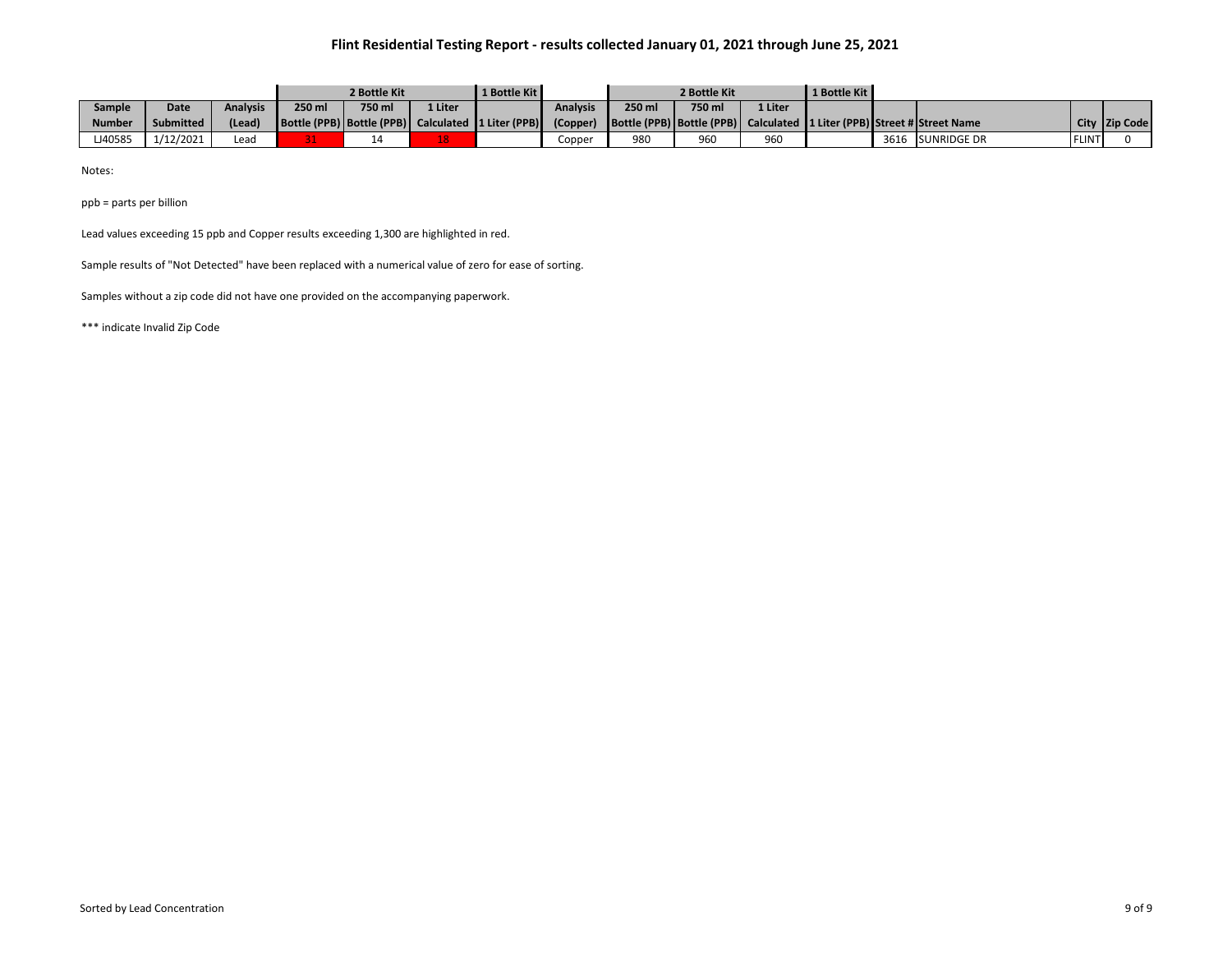# Flint Residential Testing Report - results collected January 01, 2021 through June 25, 2021

| | | | 2 Bottle Kit | | | 1 Bottle Kit | | 2 Bottle Kit | | | 1 Bottle Kit | | | | |
|---|---|---|---|---|---|---|---|---|---|---|---|---|---|---|---|
| Sample Number | Date Submitted | Analysis (Lead) | 250 ml Bottle (PPB) | 750 ml Bottle (PPB) | 1 Liter Calculated | 1 Liter (PPB) | Analysis (Copper) | 250 ml Bottle (PPB) | 750 ml Bottle (PPB) | 1 Liter Calculated | 1 Liter (PPB) | Street # | Street Name | City | Zip Code |
| LJ40585 | 1/12/2021 | Lead | 31 | 14 | 18 | | Copper | 980 | 960 | 960 | | 3616 | SUNRIDGE DR | FLINT | 0 |

Notes:

ppb = parts per billion

Lead values exceeding 15 ppb and Copper results exceeding 1,300 are highlighted in red.

Sample results of "Not Detected" have been replaced with a numerical value of zero for ease of sorting.

Samples without a zip code did not have one provided on the accompanying paperwork.

*** indicate Invalid Zip Code

Sorted by Lead Concentration